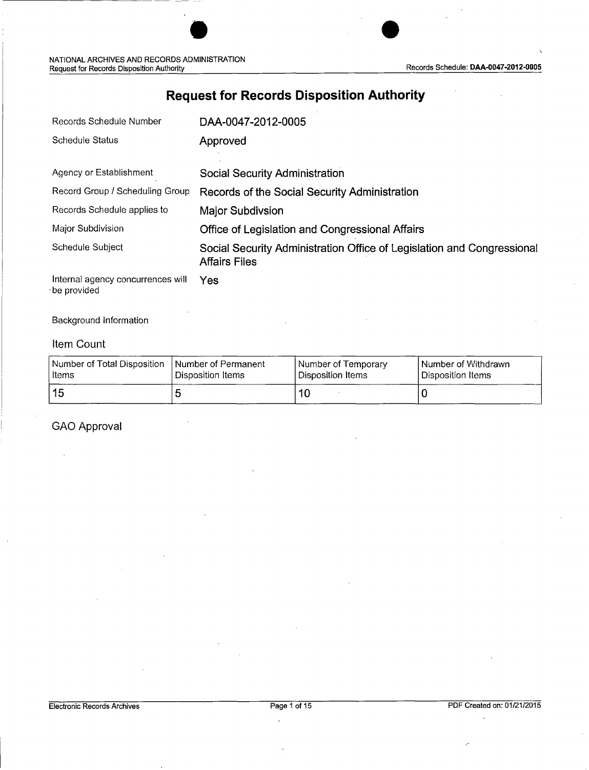# Request for Records Disposition Authority

| | |
|---|---|
| Records Schedule Number | DAA-0047-2012-0005 |
| Schedule Status | Approved |
| Agency or Establishment | Social Security Administration |
| Record Group / Scheduling Group | Records of the Social Security Administration |
| Records Schedule applies to | Major Subdivsion |
| Major Subdivision | Office of Legislation and Congressional Affairs |
| Schedule Subject | Social Security Administration Office of Legislation and Congressional Affairs Files |
| Internal agency concurrences will be provided | Yes |

Background Information

## Item Count

| Number of Total Disposition Items | Number of Permanent Disposition Items | Number of Temporary Disposition Items | Number of Withdrawn Disposition Items |
|---|---|---|---|
| 15 | 5 | 10 | 0 |

## GAO Approval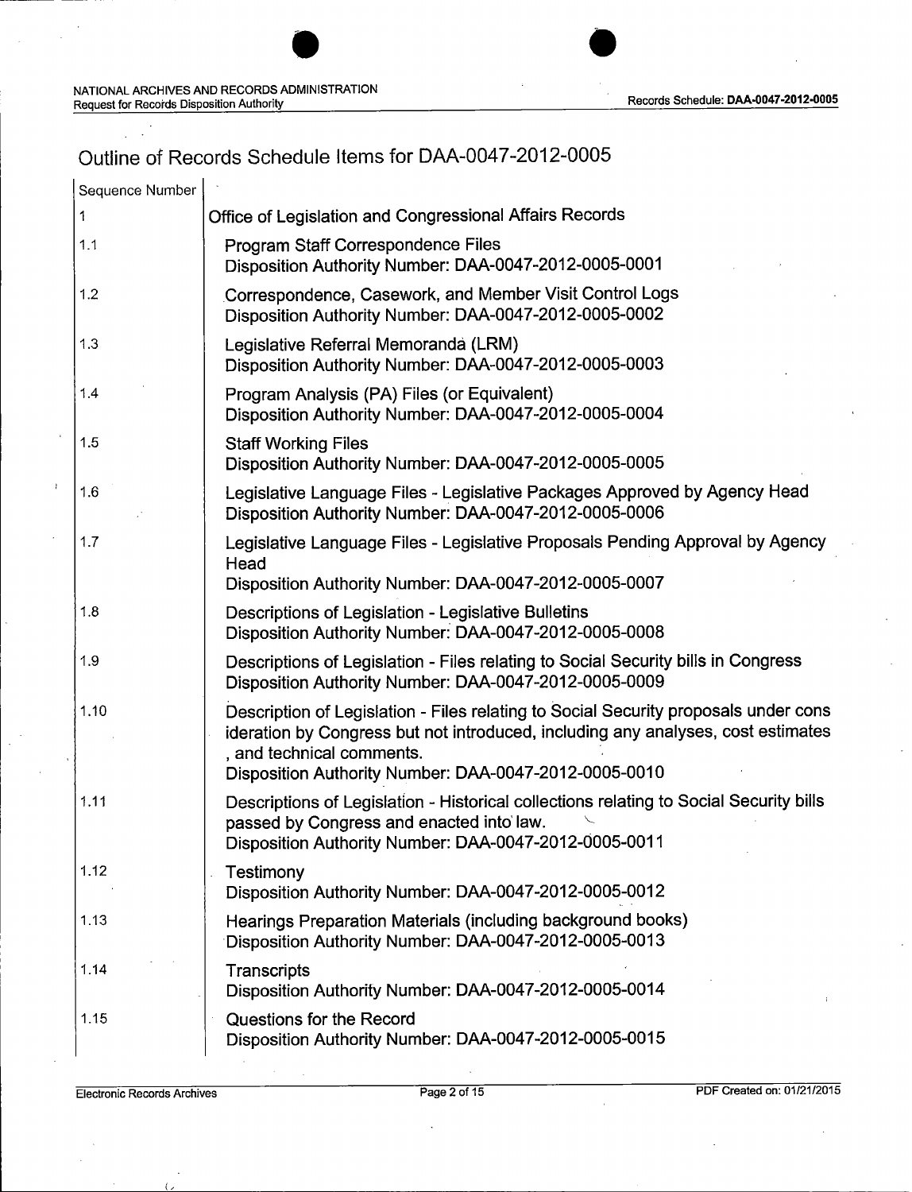# Outline of Records Schedule Items for DAA-0047-2012-0005

| Sequence Number | |
|---|---|
| 1 | Office of Legislation and Congressional Affairs Records |
| 1.1 | Program Staff Correspondence Files<br>Disposition Authority Number: DAA-0047-2012-0005-0001 |
| 1.2 | Correspondence, Casework, and Member Visit Control Logs<br>Disposition Authority Number: DAA-0047-2012-0005-0002 |
| 1.3 | Legislative Referral Memoranda (LRM)<br>Disposition Authority Number: DAA-0047-2012-0005-0003 |
| 1.4 | Program Analysis (PA) Files (or Equivalent)<br>Disposition Authority Number: DAA-0047-2012-0005-0004 |
| 1.5 | Staff Working Files<br>Disposition Authority Number: DAA-0047-2012-0005-0005 |
| 1.6 | Legislative Language Files - Legislative Packages Approved by Agency Head<br>Disposition Authority Number: DAA-0047-2012-0005-0006 |
| 1.7 | Legislative Language Files - Legislative Proposals Pending Approval by Agency Head<br>Disposition Authority Number: DAA-0047-2012-0005-0007 |
| 1.8 | Descriptions of Legislation - Legislative Bulletins<br>Disposition Authority Number: DAA-0047-2012-0005-0008 |
| 1.9 | Descriptions of Legislation - Files relating to Social Security bills in Congress<br>Disposition Authority Number: DAA-0047-2012-0005-0009 |
| 1.10 | Description of Legislation - Files relating to Social Security proposals under cons ideration by Congress but not introduced, including any analyses, cost estimates , and technical comments.<br>Disposition Authority Number: DAA-0047-2012-0005-0010 |
| 1.11 | Descriptions of Legislation - Historical collections relating to Social Security bills passed by Congress and enacted into law.<br>Disposition Authority Number: DAA-0047-2012-0005-0011 |
| 1.12 | Testimony<br>Disposition Authority Number: DAA-0047-2012-0005-0012 |
| 1.13 | Hearings Preparation Materials (including background books)<br>Disposition Authority Number: DAA-0047-2012-0005-0013 |
| 1.14 | Transcripts<br>Disposition Authority Number: DAA-0047-2012-0005-0014 |
| 1.15 | Questions for the Record<br>Disposition Authority Number: DAA-0047-2012-0005-0015 |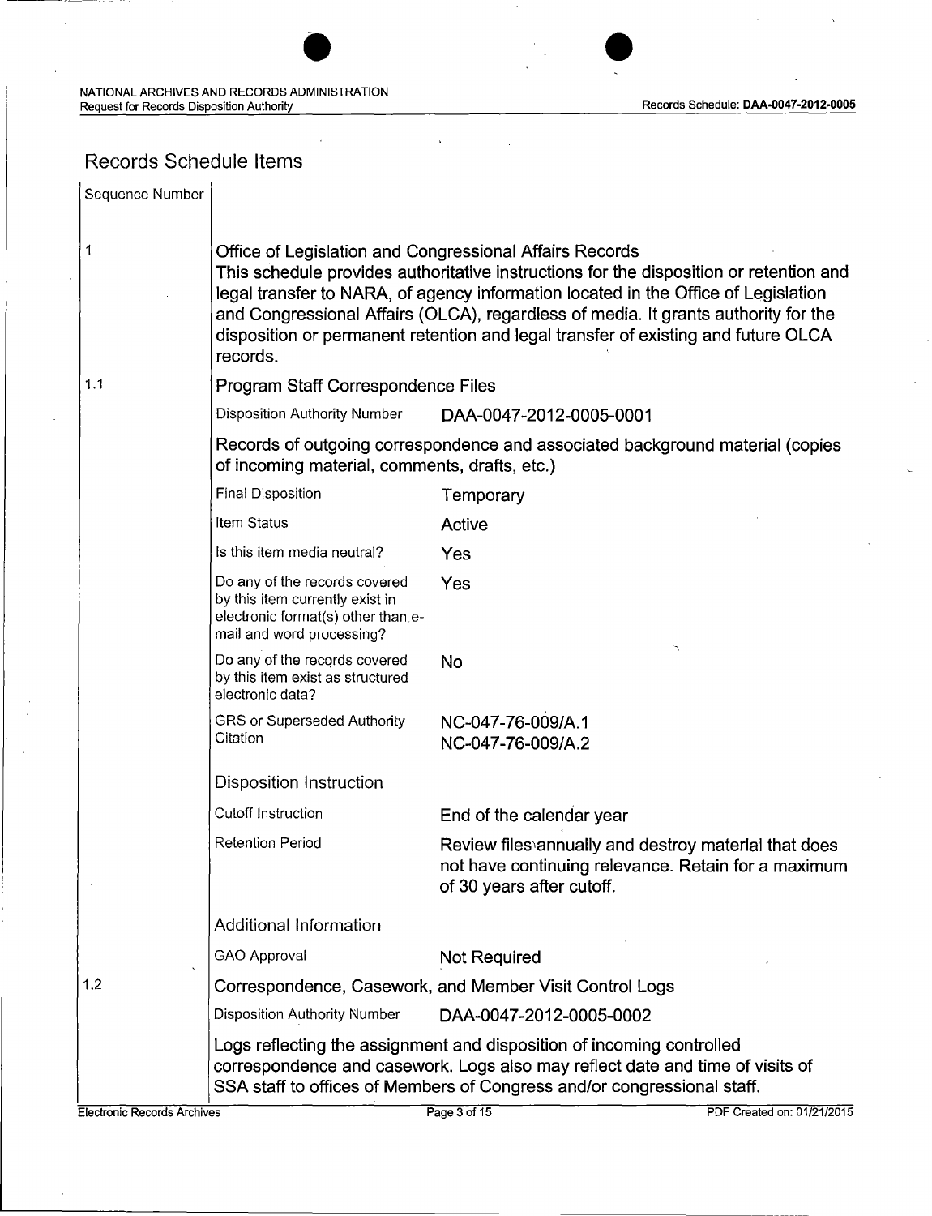## Records Schedule Items

| Sequence Number | | |
|---|---|---|
| 1 | **Office of Legislation and Congressional Affairs Records**<br>This schedule provides authoritative instructions for the disposition or retention and legal transfer to NARA, of agency information located in the Office of Legislation and Congressional Affairs (OLCA), regardless of media. It grants authority for the disposition or permanent retention and legal transfer of existing and future OLCA records. | |
| 1.1 | **Program Staff Correspondence Files** | |
| | Disposition Authority Number | DAA-0047-2012-0005-0001 |
| | Records of outgoing correspondence and associated background material (copies of incoming material, comments, drafts, etc.) | |
| | Final Disposition | Temporary |
| | Item Status | Active |
| | Is this item media neutral? | Yes |
| | Do any of the records covered by this item currently exist in electronic format(s) other than e-mail and word processing? | Yes |
| | Do any of the records covered by this item exist as structured electronic data? | No |
| | GRS or Superseded Authority Citation | NC-047-76-009/A.1<br>NC-047-76-009/A.2 |
| | **Disposition Instruction** | |
| | Cutoff Instruction | End of the calendar year |
| | Retention Period | Review files annually and destroy material that does not have continuing relevance. Retain for a maximum of 30 years after cutoff. |
| | **Additional Information** | |
| | GAO Approval | Not Required |
| 1.2 | **Correspondence, Casework, and Member Visit Control Logs** | |
| | Disposition Authority Number | DAA-0047-2012-0005-0002 |
| | Logs reflecting the assignment and disposition of incoming controlled correspondence and casework. Logs also may reflect date and time of visits of SSA staff to offices of Members of Congress and/or congressional staff. | |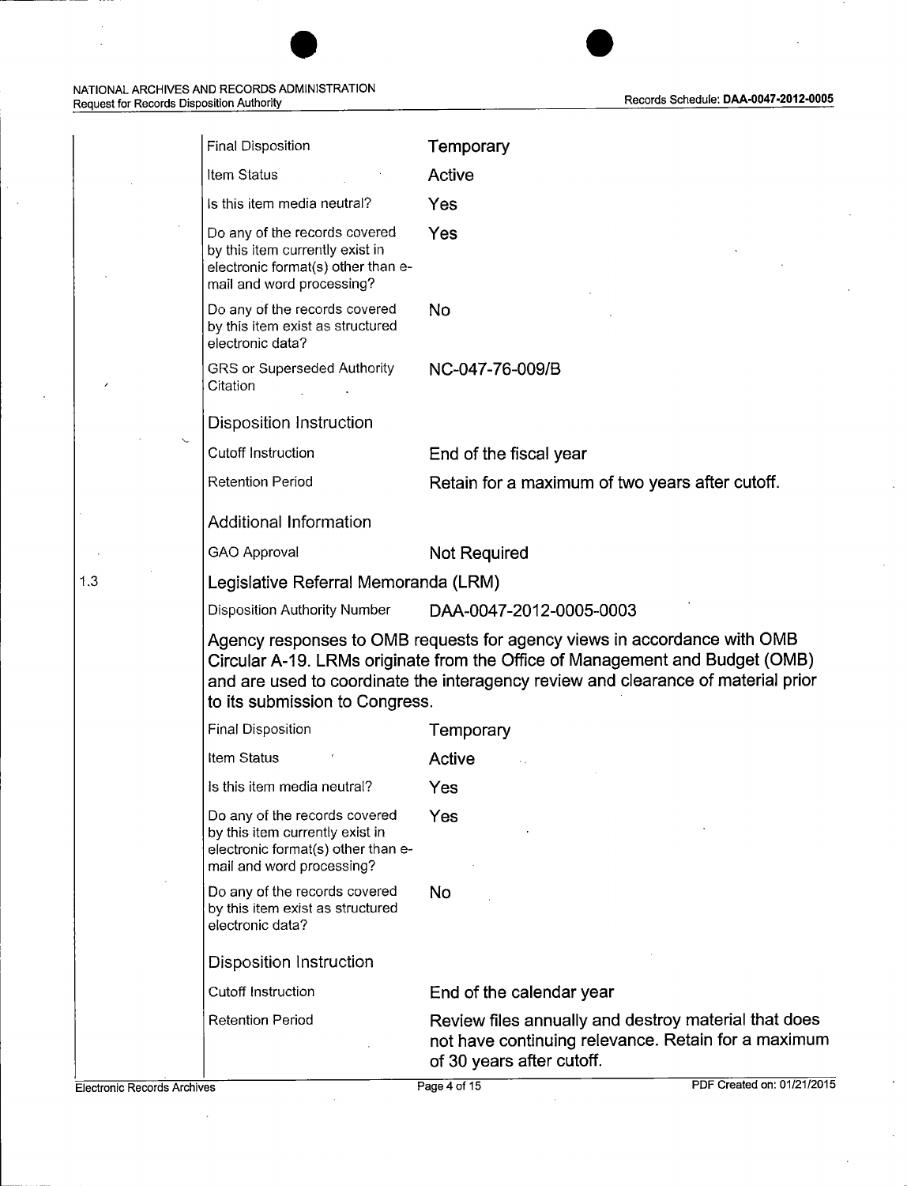| | |
|---|---|
| Final Disposition | Temporary |
| Item Status | Active |
| Is this item media neutral? | Yes |
| Do any of the records covered by this item currently exist in electronic format(s) other than e-mail and word processing? | Yes |
| Do any of the records covered by this item exist as structured electronic data? | No |
| GRS or Superseded Authority Citation | NC-047-76-009/B |

**Disposition Instruction**

| | |
|---|---|
| Cutoff Instruction | End of the fiscal year |
| Retention Period | Retain for a maximum of two years after cutoff. |

**Additional Information**

| | |
|---|---|
| GAO Approval | Not Required |

### 1.3 Legislative Referral Memoranda (LRM)

| | |
|---|---|
| Disposition Authority Number | DAA-0047-2012-0005-0003 |

Agency responses to OMB requests for agency views in accordance with OMB Circular A-19. LRMs originate from the Office of Management and Budget (OMB) and are used to coordinate the interagency review and clearance of material prior to its submission to Congress.

| | |
|---|---|
| Final Disposition | Temporary |
| Item Status | Active |
| Is this item media neutral? | Yes |
| Do any of the records covered by this item currently exist in electronic format(s) other than e-mail and word processing? | Yes |
| Do any of the records covered by this item exist as structured electronic data? | No |

**Disposition Instruction**

| | |
|---|---|
| Cutoff Instruction | End of the calendar year |
| Retention Period | Review files annually and destroy material that does not have continuing relevance. Retain for a maximum of 30 years after cutoff. |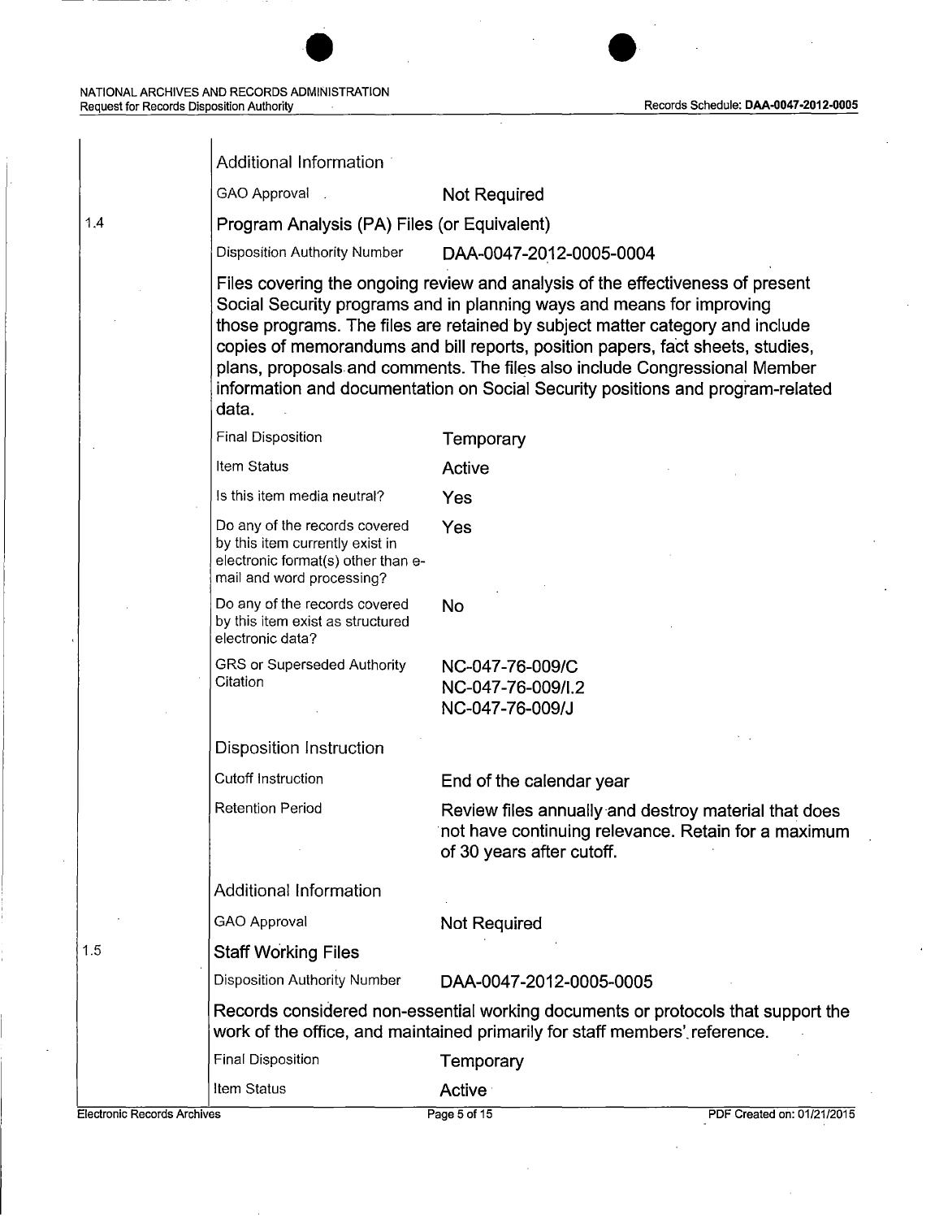Additional Information

GAO Approval: Not Required

## 1.4 Program Analysis (PA) Files (or Equivalent)

Disposition Authority Number: DAA-0047-2012-0005-0004

Files covering the ongoing review and analysis of the effectiveness of present Social Security programs and in planning ways and means for improving those programs. The files are retained by subject matter category and include copies of memorandums and bill reports, position papers, fact sheets, studies, plans, proposals and comments. The files also include Congressional Member information and documentation on Social Security positions and program-related data.

| | |
|---|---|
| Final Disposition | Temporary |
| Item Status | Active |
| Is this item media neutral? | Yes |
| Do any of the records covered by this item currently exist in electronic format(s) other than e-mail and word processing? | Yes |
| Do any of the records covered by this item exist as structured electronic data? | No |
| GRS or Superseded Authority Citation | NC-047-76-009/C<br>NC-047-76-009/I.2<br>NC-047-76-009/J |

Disposition Instruction

| | |
|---|---|
| Cutoff Instruction | End of the calendar year |
| Retention Period | Review files annually and destroy material that does not have continuing relevance. Retain for a maximum of 30 years after cutoff. |

Additional Information

GAO Approval: Not Required

## 1.5 Staff Working Files

Disposition Authority Number: DAA-0047-2012-0005-0005

Records considered non-essential working documents or protocols that support the work of the office, and maintained primarily for staff members' reference.

| | |
|---|---|
| Final Disposition | Temporary |
| Item Status | Active |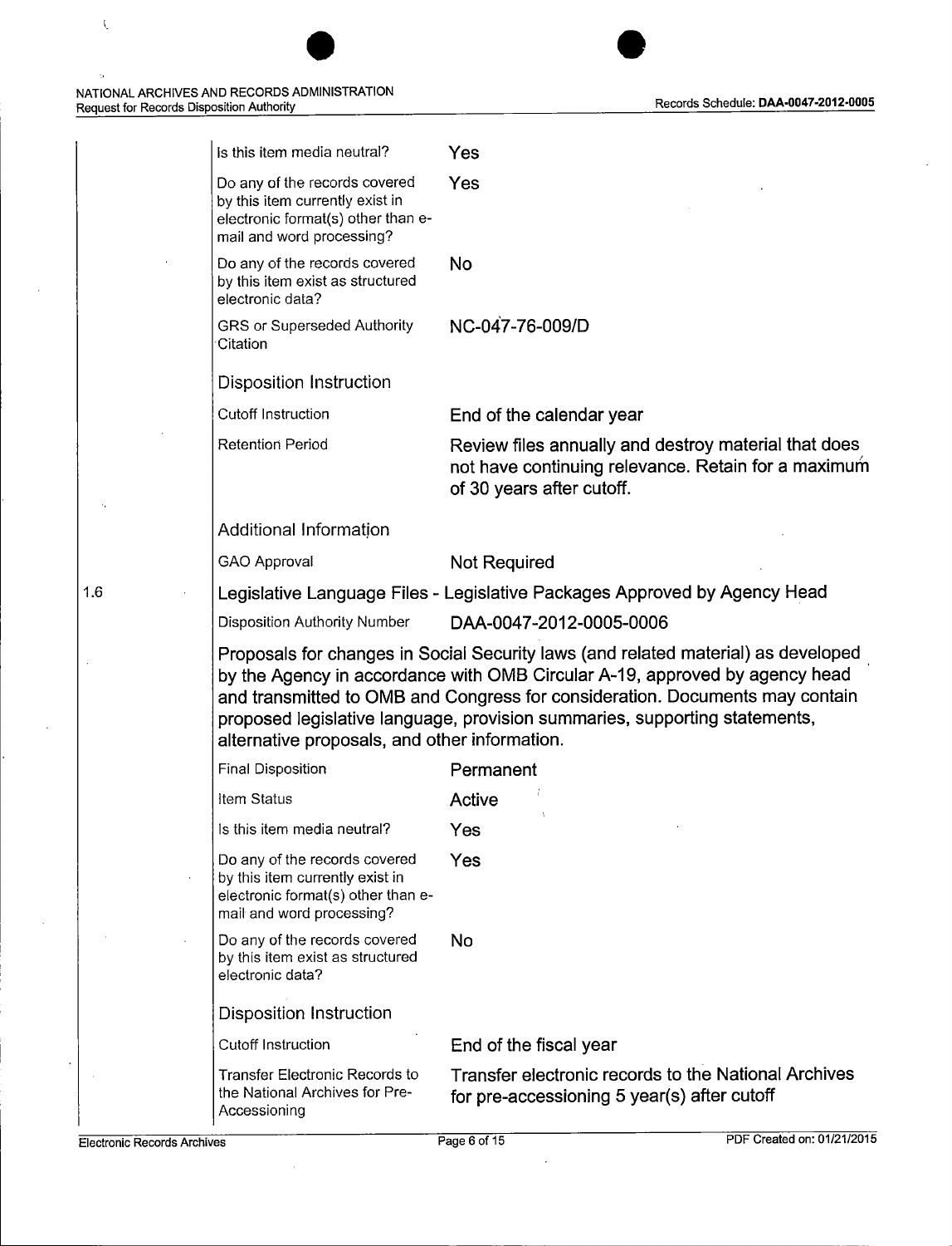| | | |
|---|---|---|
| | Is this item media neutral? | Yes |
| | Do any of the records covered by this item currently exist in electronic format(s) other than e-mail and word processing? | Yes |
| | Do any of the records covered by this item exist as structured electronic data? | No |
| | GRS or Superseded Authority Citation | NC-047-76-009/D |
| | **Disposition Instruction** | |
| | Cutoff Instruction | End of the calendar year |
| | Retention Period | Review files annually and destroy material that does not have continuing relevance. Retain for a maximum of 30 years after cutoff. |
| | **Additional Information** | |
| | GAO Approval | Not Required |
| 1.6 | **Legislative Language Files - Legislative Packages Approved by Agency Head** | |
| | Disposition Authority Number | DAA-0047-2012-0005-0006 |
| | Proposals for changes in Social Security laws (and related material) as developed by the Agency in accordance with OMB Circular A-19, approved by agency head and transmitted to OMB and Congress for consideration. Documents may contain proposed legislative language, provision summaries, supporting statements, alternative proposals, and other information. | |
| | Final Disposition | Permanent |
| | Item Status | Active |
| | Is this item media neutral? | Yes |
| | Do any of the records covered by this item currently exist in electronic format(s) other than e-mail and word processing? | Yes |
| | Do any of the records covered by this item exist as structured electronic data? | No |
| | **Disposition Instruction** | |
| | Cutoff Instruction | End of the fiscal year |
| | Transfer Electronic Records to the National Archives for Pre-Accessioning | Transfer electronic records to the National Archives for pre-accessioning 5 year(s) after cutoff |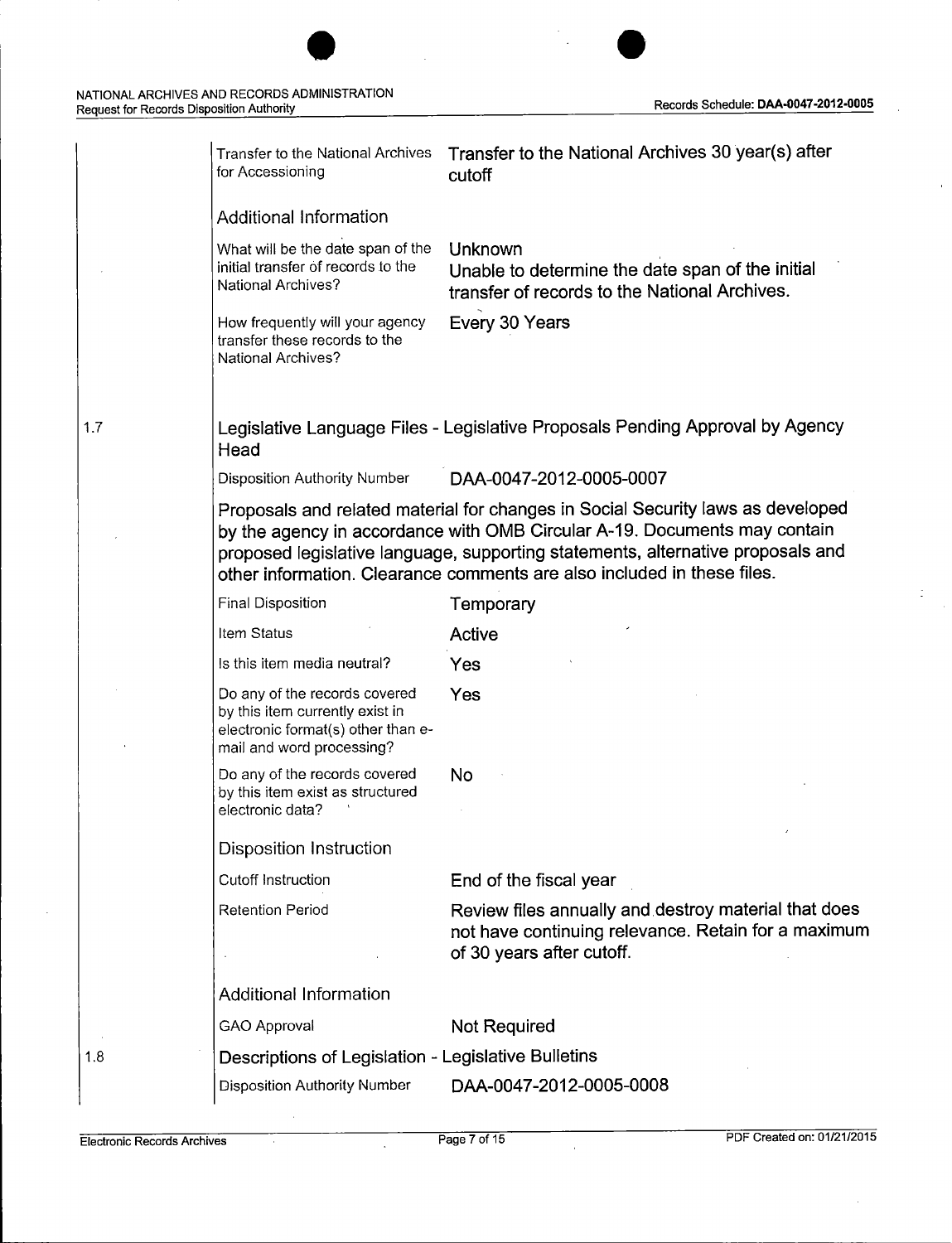| | | |
|---|---|---|
| | Transfer to the National Archives for Accessioning | Transfer to the National Archives 30 year(s) after cutoff |
| | **Additional Information** | |
| | What will be the date span of the initial transfer of records to the National Archives? | Unknown<br>Unable to determine the date span of the initial transfer of records to the National Archives. |
| | How frequently will your agency transfer these records to the National Archives? | Every 30 Years |

## 1.7 Legislative Language Files - Legislative Proposals Pending Approval by Agency Head

| | |
|---|---|
| Disposition Authority Number | DAA-0047-2012-0005-0007 |

Proposals and related material for changes in Social Security laws as developed by the agency in accordance with OMB Circular A-19. Documents may contain proposed legislative language, supporting statements, alternative proposals and other information. Clearance comments are also included in these files.

| | |
|---|---|
| Final Disposition | Temporary |
| Item Status | Active |
| Is this item media neutral? | Yes |
| Do any of the records covered by this item currently exist in electronic format(s) other than e-mail and word processing? | Yes |
| Do any of the records covered by this item exist as structured electronic data? | No |
| **Disposition Instruction** | |
| Cutoff Instruction | End of the fiscal year |
| Retention Period | Review files annually and destroy material that does not have continuing relevance. Retain for a maximum of 30 years after cutoff. |
| **Additional Information** | |
| GAO Approval | Not Required |

## 1.8 Descriptions of Legislation - Legislative Bulletins

| | |
|---|---|
| Disposition Authority Number | DAA-0047-2012-0005-0008 |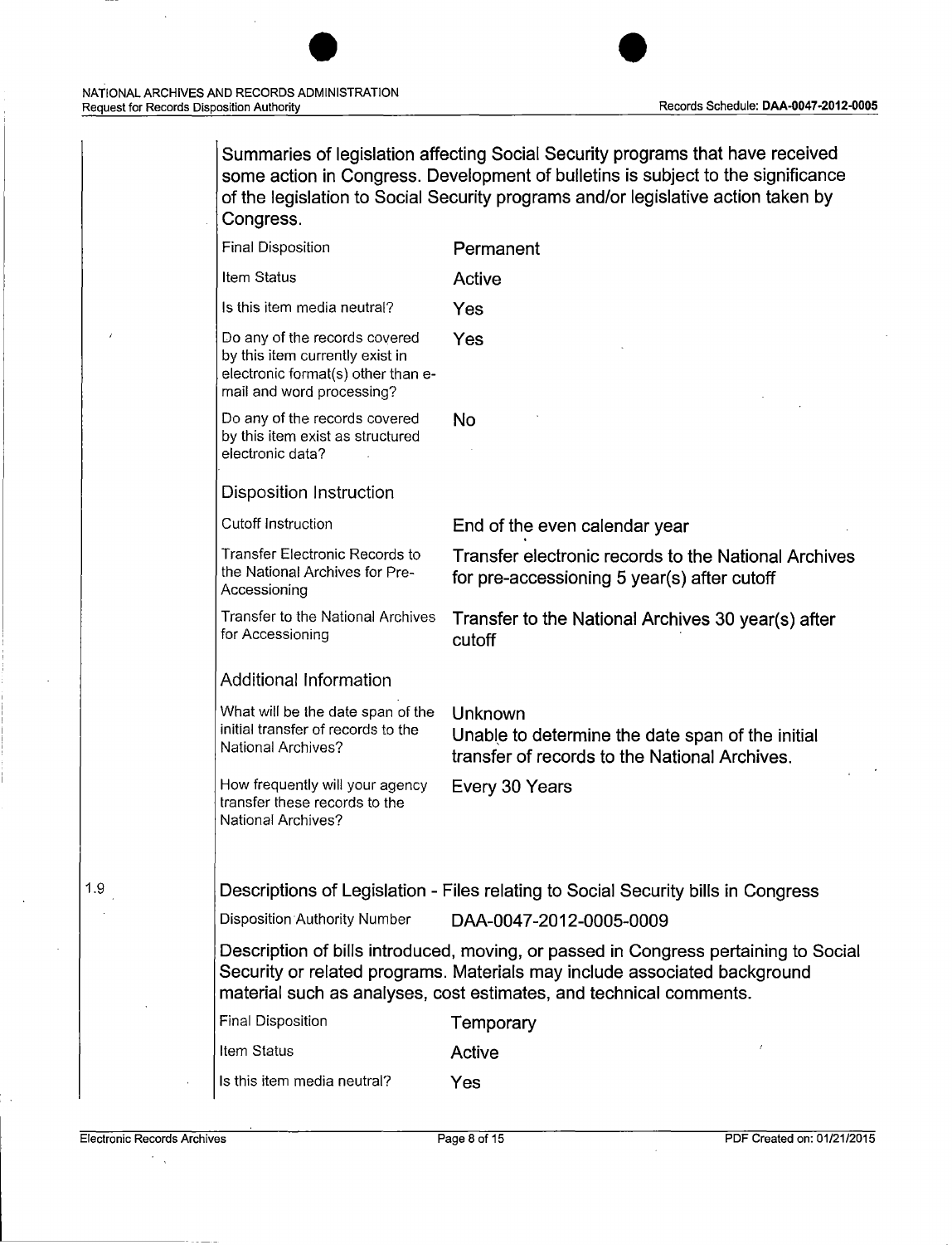Summaries of legislation affecting Social Security programs that have received some action in Congress. Development of bulletins is subject to the significance of the legislation to Social Security programs and/or legislative action taken by Congress.

| | |
|---|---|
| Final Disposition | Permanent |
| Item Status | Active |
| Is this item media neutral? | Yes |
| Do any of the records covered by this item currently exist in electronic format(s) other than e-mail and word processing? | Yes |
| Do any of the records covered by this item exist as structured electronic data? | No |

### Disposition Instruction

| | |
|---|---|
| Cutoff Instruction | End of the even calendar year |
| Transfer Electronic Records to the National Archives for Pre-Accessioning | Transfer electronic records to the National Archives for pre-accessioning 5 year(s) after cutoff |
| Transfer to the National Archives for Accessioning | Transfer to the National Archives 30 year(s) after cutoff |

### Additional Information

| | |
|---|---|
| What will be the date span of the initial transfer of records to the National Archives? | Unknown<br>Unable to determine the date span of the initial transfer of records to the National Archives. |
| How frequently will your agency transfer these records to the National Archives? | Every 30 Years |

## 1.9 Descriptions of Legislation - Files relating to Social Security bills in Congress

| | |
|---|---|
| Disposition Authority Number | DAA-0047-2012-0005-0009 |

Description of bills introduced, moving, or passed in Congress pertaining to Social Security or related programs. Materials may include associated background material such as analyses, cost estimates, and technical comments.

| | |
|---|---|
| Final Disposition | Temporary |
| Item Status | Active |
| Is this item media neutral? | Yes |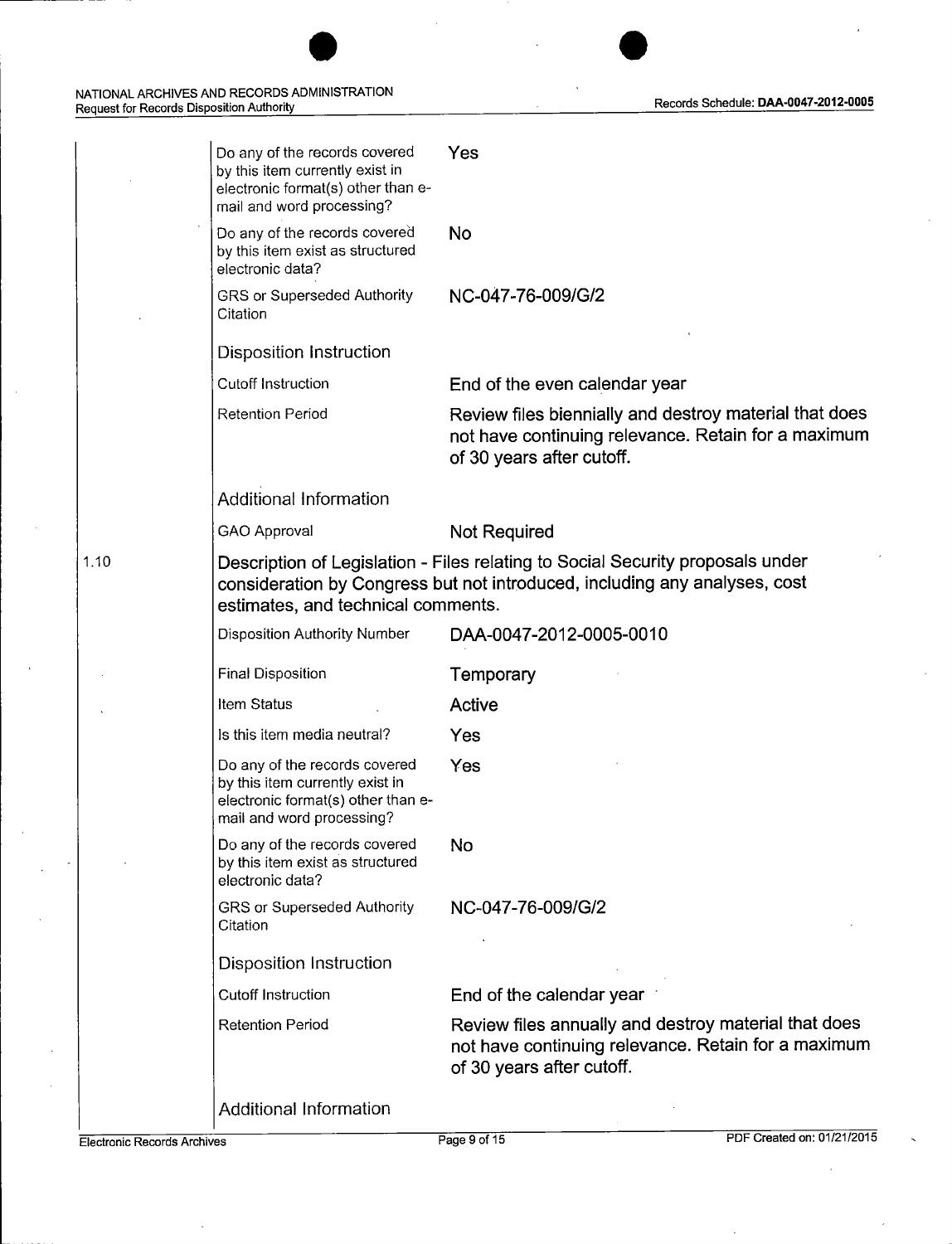| | | |
|---|---|---|
| | Do any of the records covered by this item currently exist in electronic format(s) other than e-mail and word processing? | Yes |
| | Do any of the records covered by this item exist as structured electronic data? | No |
| | GRS or Superseded Authority Citation | NC-047-76-009/G/2 |
| | **Disposition Instruction** | |
| | Cutoff Instruction | End of the even calendar year |
| | Retention Period | Review files biennially and destroy material that does not have continuing relevance. Retain for a maximum of 30 years after cutoff. |
| | **Additional Information** | |
| | GAO Approval | Not Required |

1.10 Description of Legislation - Files relating to Social Security proposals under consideration by Congress but not introduced, including any analyses, cost estimates, and technical comments.

| | | |
|---|---|---|
| | Disposition Authority Number | DAA-0047-2012-0005-0010 |
| | Final Disposition | Temporary |
| | Item Status | Active |
| | Is this item media neutral? | Yes |
| | Do any of the records covered by this item currently exist in electronic format(s) other than e-mail and word processing? | Yes |
| | Do any of the records covered by this item exist as structured electronic data? | No |
| | GRS or Superseded Authority Citation | NC-047-76-009/G/2 |
| | **Disposition Instruction** | |
| | Cutoff Instruction | End of the calendar year |
| | Retention Period | Review files annually and destroy material that does not have continuing relevance. Retain for a maximum of 30 years after cutoff. |
| | **Additional Information** | |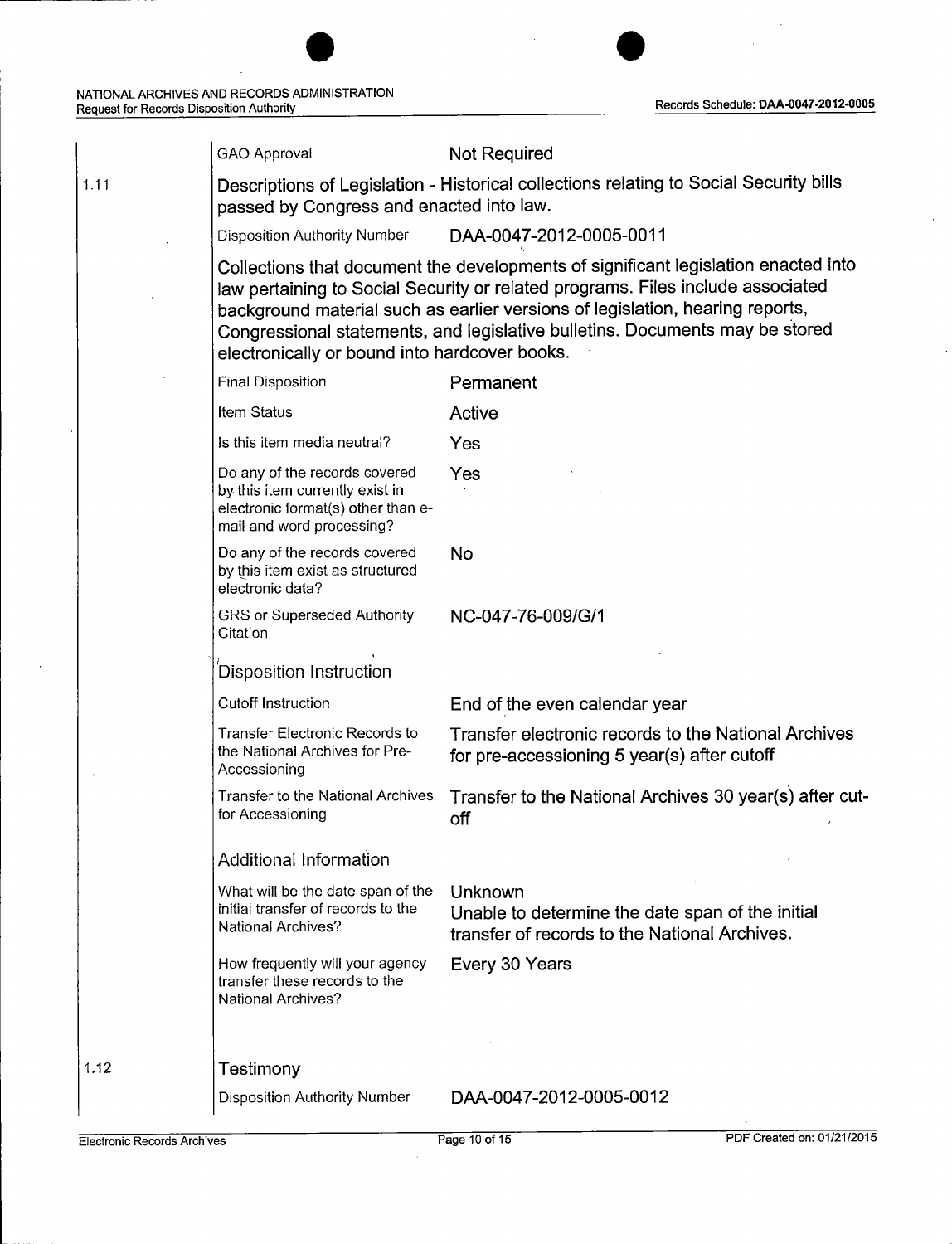| | | |
|---|---|---|
| | GAO Approval | Not Required |

**1.11 Descriptions of Legislation - Historical collections relating to Social Security bills passed by Congress and enacted into law.**

| | |
|---|---|
| Disposition Authority Number | DAA-0047-2012-0005-0011 |

Collections that document the developments of significant legislation enacted into law pertaining to Social Security or related programs. Files include associated background material such as earlier versions of legislation, hearing reports, Congressional statements, and legislative bulletins. Documents may be stored electronically or bound into hardcover books.

| | |
|---|---|
| Final Disposition | Permanent |
| Item Status | Active |
| Is this item media neutral? | Yes |
| Do any of the records covered by this item currently exist in electronic format(s) other than e-mail and word processing? | Yes |
| Do any of the records covered by this item exist as structured electronic data? | No |
| GRS or Superseded Authority Citation | NC-047-76-009/G/1 |

### Disposition Instruction

| | |
|---|---|
| Cutoff Instruction | End of the even calendar year |
| Transfer Electronic Records to the National Archives for Pre-Accessioning | Transfer electronic records to the National Archives for pre-accessioning 5 year(s) after cutoff |
| Transfer to the National Archives for Accessioning | Transfer to the National Archives 30 year(s) after cut-off |

### Additional Information

| | |
|---|---|
| What will be the date span of the initial transfer of records to the National Archives? | Unknown<br>Unable to determine the date span of the initial transfer of records to the National Archives. |
| How frequently will your agency transfer these records to the National Archives? | Every 30 Years |

**1.12 Testimony**

| | |
|---|---|
| Disposition Authority Number | DAA-0047-2012-0005-0012 |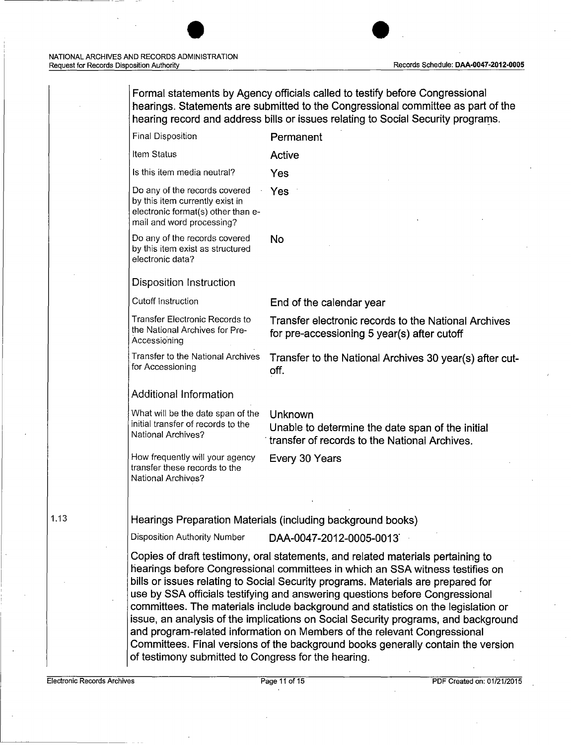Formal statements by Agency officials called to testify before Congressional hearings. Statements are submitted to the Congressional committee as part of the hearing record and address bills or issues relating to Social Security programs.

| | |
|---|---|
| Final Disposition | Permanent |
| Item Status | Active |
| Is this item media neutral? | Yes |
| Do any of the records covered by this item currently exist in electronic format(s) other than e-mail and word processing? | Yes |
| Do any of the records covered by this item exist as structured electronic data? | No |

### Disposition Instruction

| | |
|---|---|
| Cutoff Instruction | End of the calendar year |
| Transfer Electronic Records to the National Archives for Pre-Accessioning | Transfer electronic records to the National Archives for pre-accessioning 5 year(s) after cutoff |
| Transfer to the National Archives for Accessioning | Transfer to the National Archives 30 year(s) after cut-off. |

### Additional Information

| | |
|---|---|
| What will be the date span of the initial transfer of records to the National Archives? | Unknown<br>Unable to determine the date span of the initial transfer of records to the National Archives. |
| How frequently will your agency transfer these records to the National Archives? | Every 30 Years |

## 1.13 Hearings Preparation Materials (including background books)

Disposition Authority Number DAA-0047-2012-0005-0013

Copies of draft testimony, oral statements, and related materials pertaining to hearings before Congressional committees in which an SSA witness testifies on bills or issues relating to Social Security programs. Materials are prepared for use by SSA officials testifying and answering questions before Congressional committees. The materials include background and statistics on the legislation or issue, an analysis of the implications on Social Security programs, and background and program-related information on Members of the relevant Congressional Committees. Final versions of the background books generally contain the version of testimony submitted to Congress for the hearing.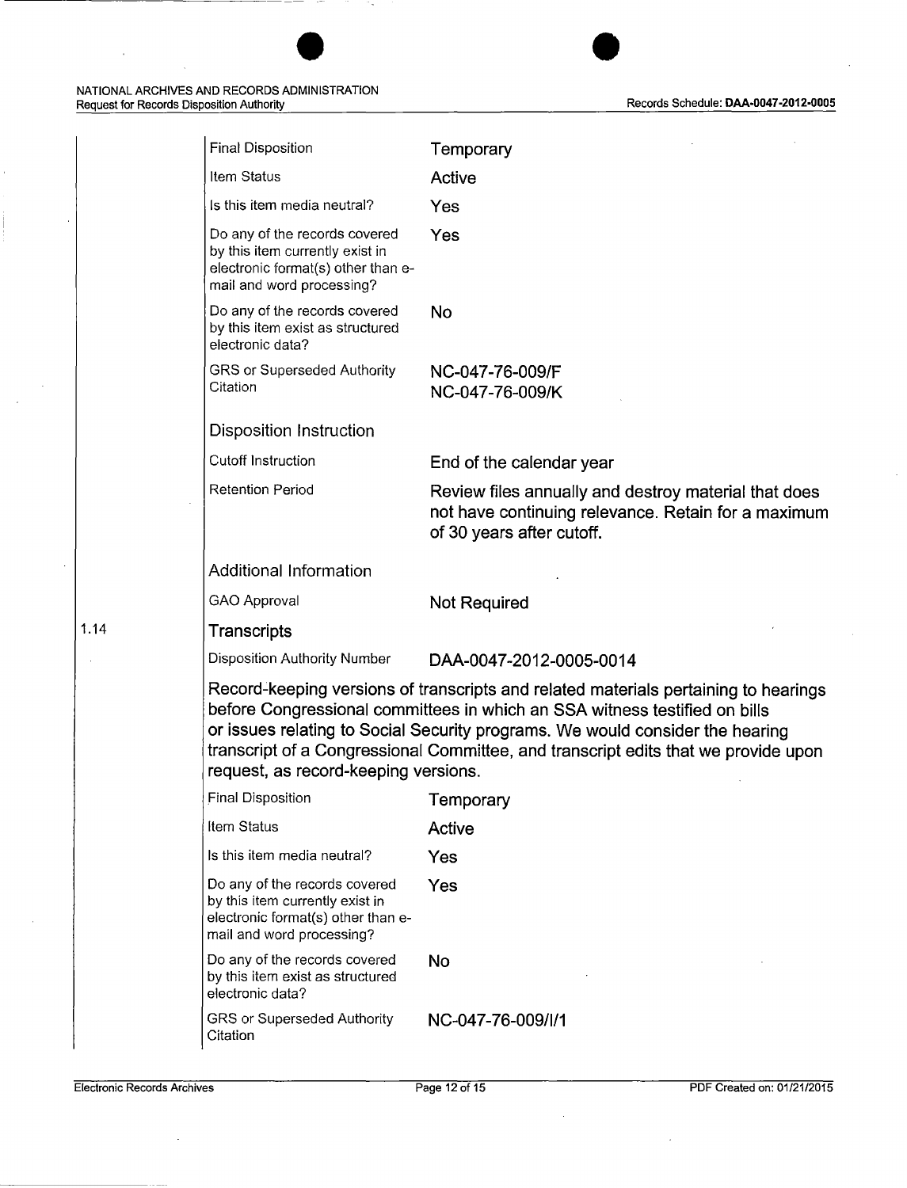| | |
|---|---|
| Final Disposition | Temporary |
| Item Status | Active |
| Is this item media neutral? | Yes |
| Do any of the records covered by this item currently exist in electronic format(s) other than e-mail and word processing? | Yes |
| Do any of the records covered by this item exist as structured electronic data? | No |
| GRS or Superseded Authority Citation | NC-047-76-009/F<br>NC-047-76-009/K |

**Disposition Instruction**

| | |
|---|---|
| Cutoff Instruction | End of the calendar year |
| Retention Period | Review files annually and destroy material that does not have continuing relevance. Retain for a maximum of 30 years after cutoff. |

**Additional Information**

| | |
|---|---|
| GAO Approval | Not Required |

## 1.14 Transcripts

| | |
|---|---|
| Disposition Authority Number | DAA-0047-2012-0005-0014 |

Record-keeping versions of transcripts and related materials pertaining to hearings before Congressional committees in which an SSA witness testified on bills or issues relating to Social Security programs. We would consider the hearing transcript of a Congressional Committee, and transcript edits that we provide upon request, as record-keeping versions.

| | |
|---|---|
| Final Disposition | Temporary |
| Item Status | Active |
| Is this item media neutral? | Yes |
| Do any of the records covered by this item currently exist in electronic format(s) other than e-mail and word processing? | Yes |
| Do any of the records covered by this item exist as structured electronic data? | No |
| GRS or Superseded Authority Citation | NC-047-76-009/I/1 |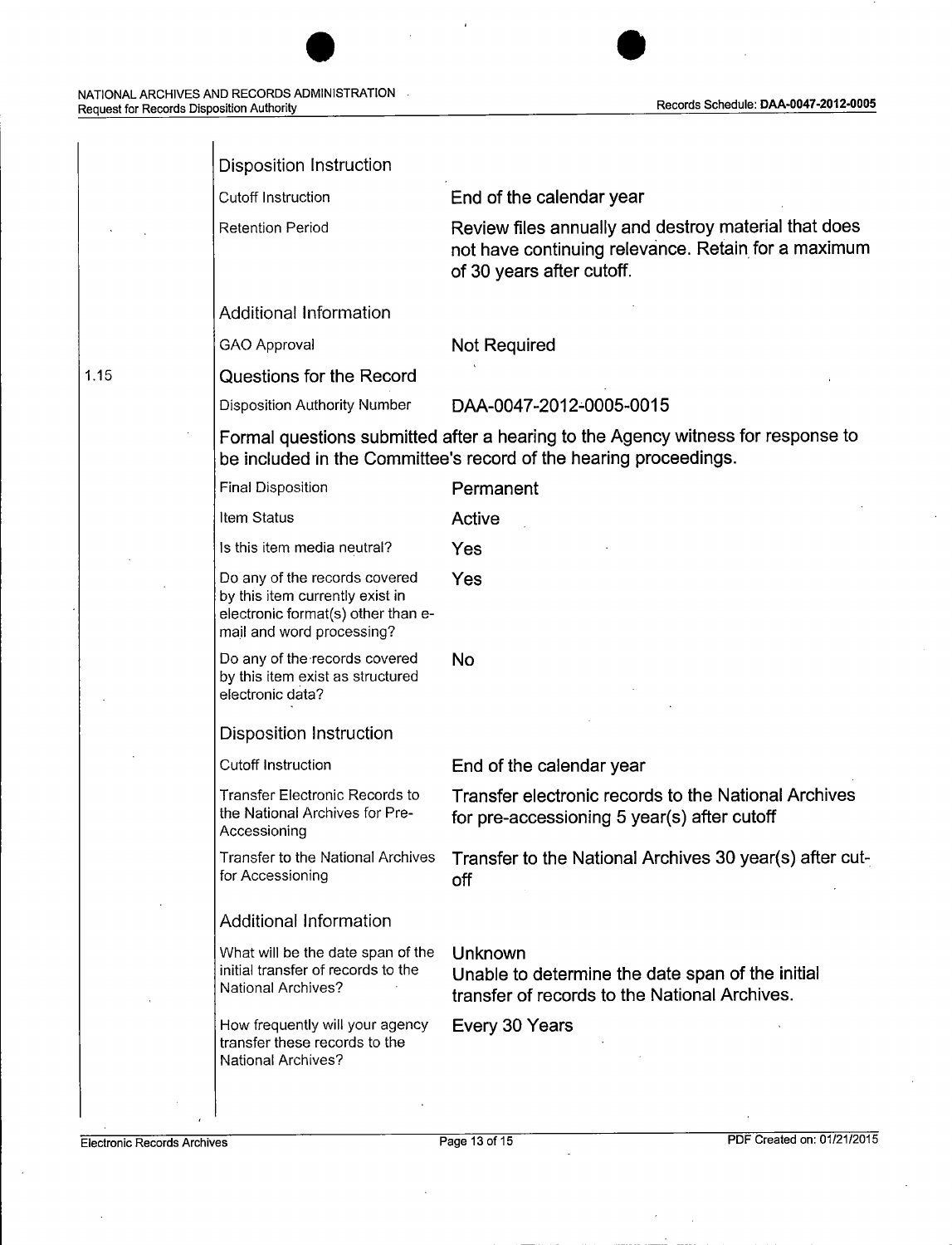#### Disposition Instruction

| | |
|---|---|
| Cutoff Instruction | End of the calendar year |
| Retention Period | Review files annually and destroy material that does not have continuing relevance. Retain for a maximum of 30 years after cutoff. |

#### Additional Information

| | |
|---|---|
| GAO Approval | Not Required |

### 1.15 Questions for the Record

| | |
|---|---|
| Disposition Authority Number | DAA-0047-2012-0005-0015 |

Formal questions submitted after a hearing to the Agency witness for response to be included in the Committee's record of the hearing proceedings.

| | |
|---|---|
| Final Disposition | Permanent |
| Item Status | Active |
| Is this item media neutral? | Yes |
| Do any of the records covered by this item currently exist in electronic format(s) other than e-mail and word processing? | Yes |
| Do any of the records covered by this item exist as structured electronic data? | No |

#### Disposition Instruction

| | |
|---|---|
| Cutoff Instruction | End of the calendar year |
| Transfer Electronic Records to the National Archives for Pre-Accessioning | Transfer electronic records to the National Archives for pre-accessioning 5 year(s) after cutoff |
| Transfer to the National Archives for Accessioning | Transfer to the National Archives 30 year(s) after cut-off |

#### Additional Information

| | |
|---|---|
| What will be the date span of the initial transfer of records to the National Archives? | Unknown<br>Unable to determine the date span of the initial transfer of records to the National Archives. |
| How frequently will your agency transfer these records to the National Archives? | Every 30 Years |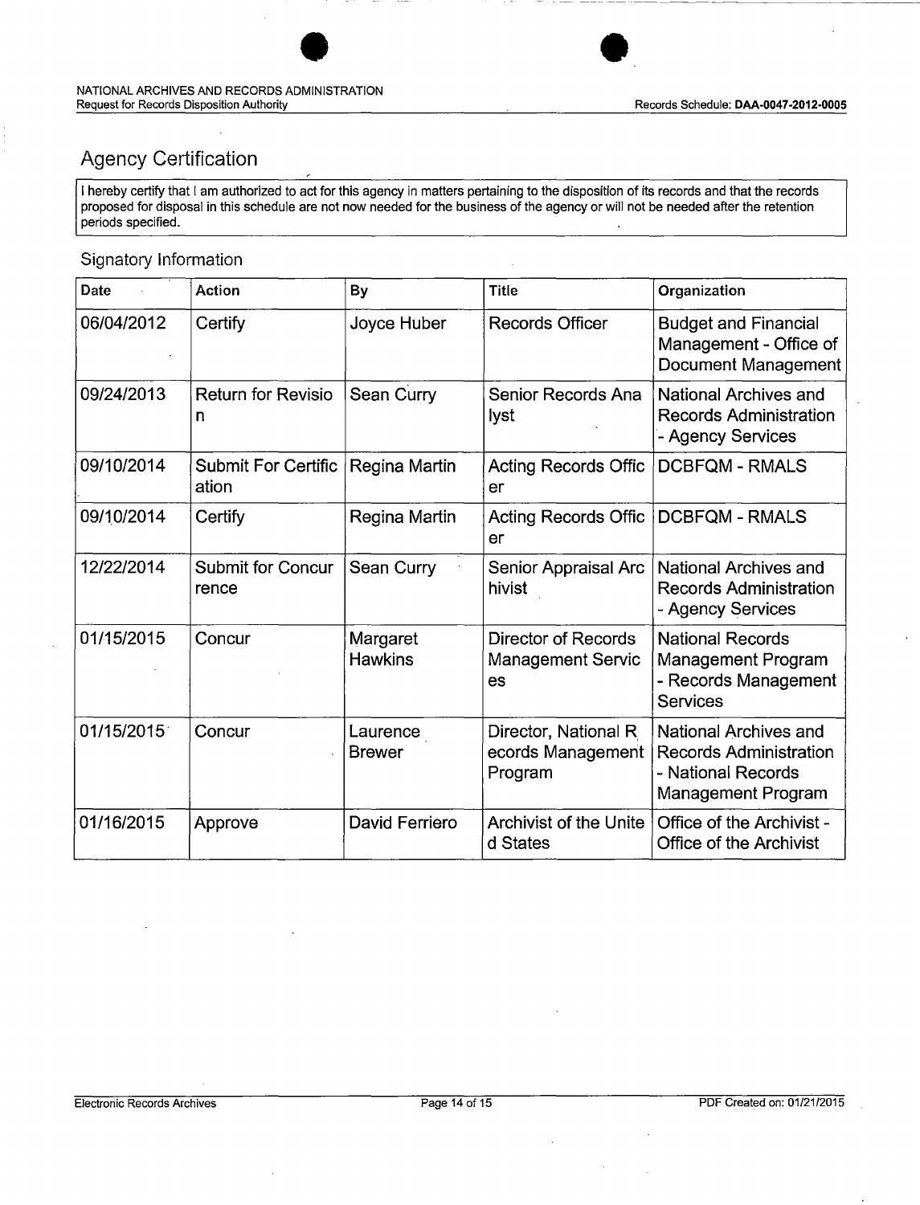## Agency Certification

I hereby certify that I am authorized to act for this agency in matters pertaining to the disposition of its records and that the records proposed for disposal in this schedule are not now needed for the business of the agency or will not be needed after the retention periods specified.

### Signatory Information

| Date | Action | By | Title | Organization |
|---|---|---|---|---|
| 06/04/2012 | Certify | Joyce Huber | Records Officer | Budget and Financial Management - Office of Document Management |
| 09/24/2013 | Return for Revision | Sean Curry | Senior Records Analyst | National Archives and Records Administration - Agency Services |
| 09/10/2014 | Submit For Certification | Regina Martin | Acting Records Officer | DCBFQM - RMALS |
| 09/10/2014 | Certify | Regina Martin | Acting Records Officer | DCBFQM - RMALS |
| 12/22/2014 | Submit for Concurrence | Sean Curry | Senior Appraisal Archivist | National Archives and Records Administration - Agency Services |
| 01/15/2015 | Concur | Margaret Hawkins | Director of Records Management Services | National Records Management Program - Records Management Services |
| 01/15/2015 | Concur | Laurence Brewer | Director, National Records Management Program | National Archives and Records Administration - National Records Management Program |
| 01/16/2015 | Approve | David Ferriero | Archivist of the United States | Office of the Archivist - Office of the Archivist |